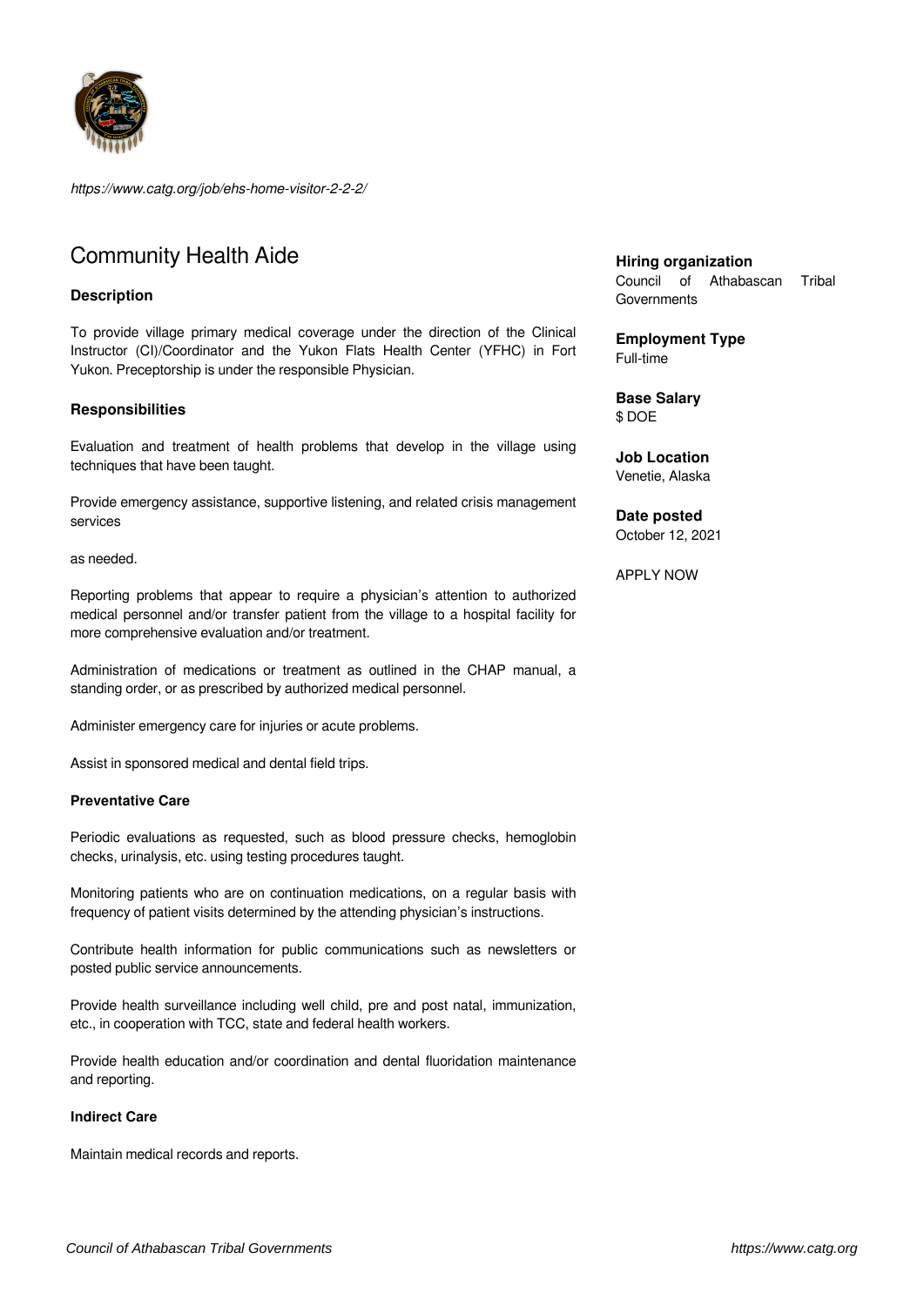*https://www.catg.org/job/ehs-home-visitor-2-2-2/*

# Community Health Aide

**Hiring organization**
Council of Athabascan Tribal Governments

**Employment Type**
Full-time

**Base Salary**
$ DOE

**Job Location**
Venetie, Alaska

**Date posted**
October 12, 2021

APPLY NOW

### Description

To provide village primary medical coverage under the direction of the Clinical Instructor (CI)/Coordinator and the Yukon Flats Health Center (YFHC) in Fort Yukon. Preceptorship is under the responsible Physician.

### Responsibilities

Evaluation and treatment of health problems that develop in the village using techniques that have been taught.

Provide emergency assistance, supportive listening, and related crisis management services

as needed.

Reporting problems that appear to require a physician's attention to authorized medical personnel and/or transfer patient from the village to a hospital facility for more comprehensive evaluation and/or treatment.

Administration of medications or treatment as outlined in the CHAP manual, a standing order, or as prescribed by authorized medical personnel.

Administer emergency care for injuries or acute problems.

Assist in sponsored medical and dental field trips.

**Preventative Care**

Periodic evaluations as requested, such as blood pressure checks, hemoglobin checks, urinalysis, etc. using testing procedures taught.

Monitoring patients who are on continuation medications, on a regular basis with frequency of patient visits determined by the attending physician's instructions.

Contribute health information for public communications such as newsletters or posted public service announcements.

Provide health surveillance including well child, pre and post natal, immunization, etc., in cooperation with TCC, state and federal health workers.

Provide health education and/or coordination and dental fluoridation maintenance and reporting.

**Indirect Care**

Maintain medical records and reports.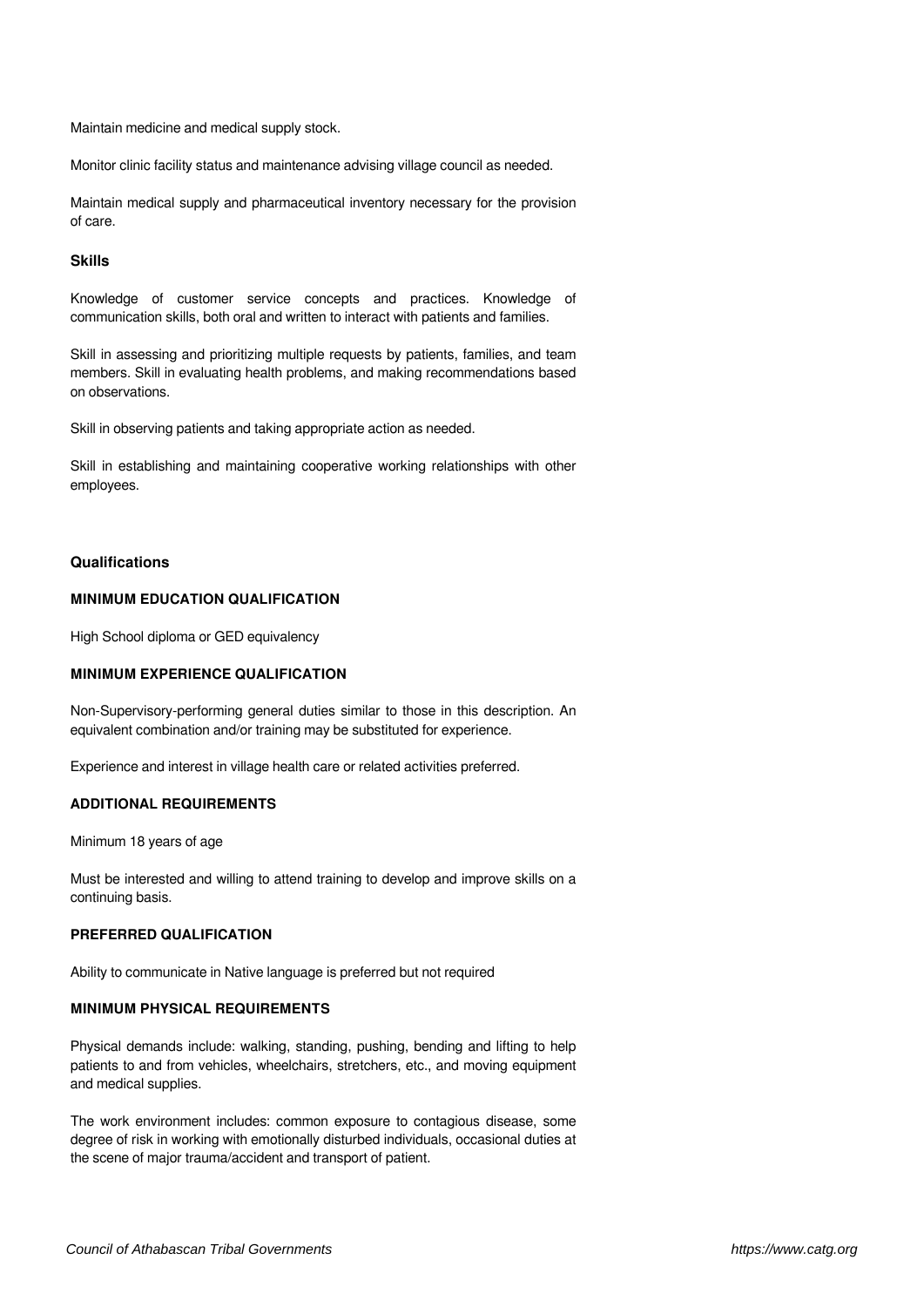Maintain medicine and medical supply stock.

Monitor clinic facility status and maintenance advising village council as needed.

Maintain medical supply and pharmaceutical inventory necessary for the provision of care.

### Skills

Knowledge of customer service concepts and practices. Knowledge of communication skills, both oral and written to interact with patients and families.

Skill in assessing and prioritizing multiple requests by patients, families, and team members. Skill in evaluating health problems, and making recommendations based on observations.

Skill in observing patients and taking appropriate action as needed.

Skill in establishing and maintaining cooperative working relationships with other employees.

### Qualifications

#### MINIMUM EDUCATION QUALIFICATION

High School diploma or GED equivalency

#### MINIMUM EXPERIENCE QUALIFICATION

Non-Supervisory-performing general duties similar to those in this description. An equivalent combination and/or training may be substituted for experience.

Experience and interest in village health care or related activities preferred.

#### ADDITIONAL REQUIREMENTS

Minimum 18 years of age

Must be interested and willing to attend training to develop and improve skills on a continuing basis.

#### PREFERRED QUALIFICATION

Ability to communicate in Native language is preferred but not required

#### MINIMUM PHYSICAL REQUIREMENTS

Physical demands include: walking, standing, pushing, bending and lifting to help patients to and from vehicles, wheelchairs, stretchers, etc., and moving equipment and medical supplies.

The work environment includes: common exposure to contagious disease, some degree of risk in working with emotionally disturbed individuals, occasional duties at the scene of major trauma/accident and transport of patient.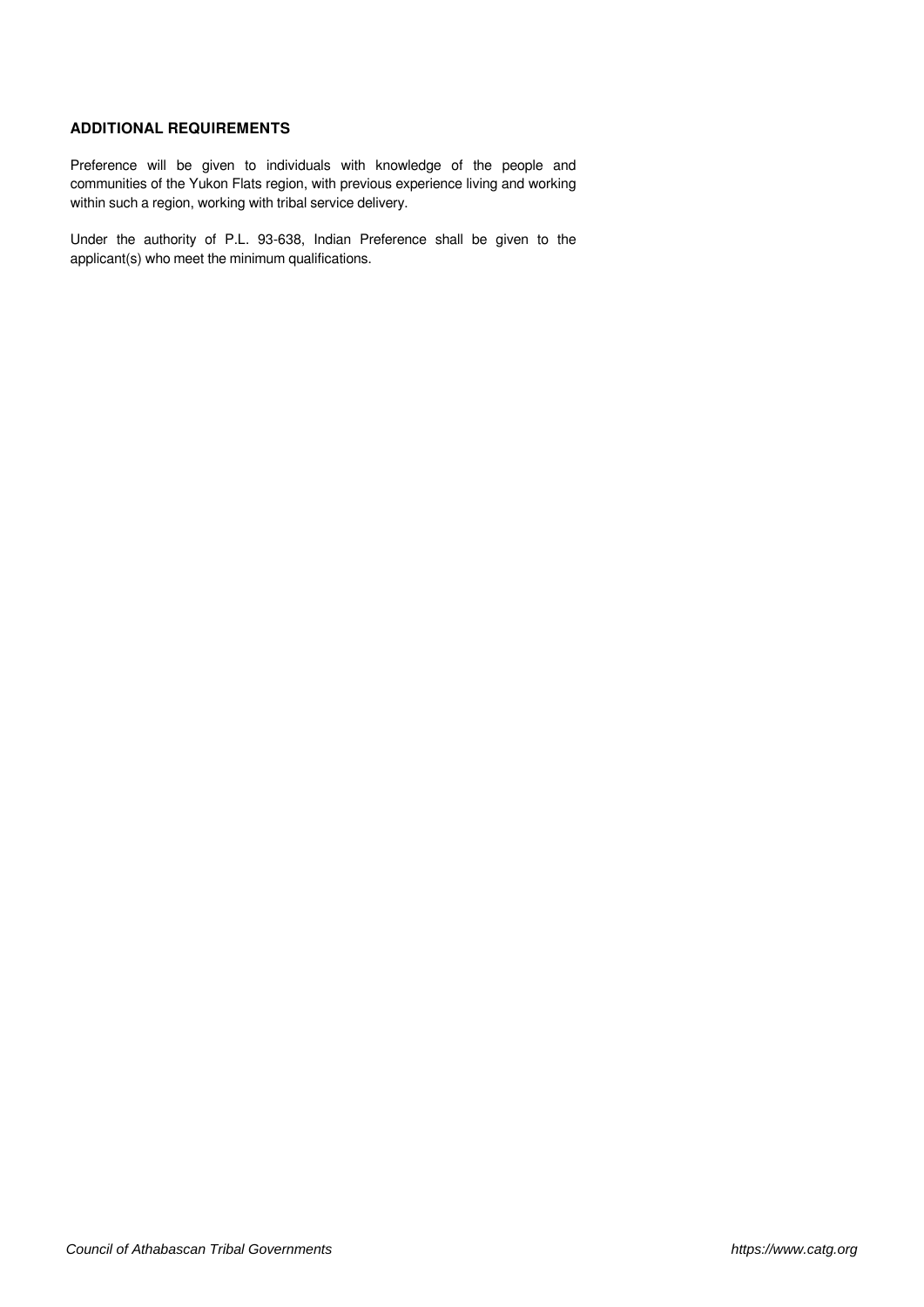## ADDITIONAL REQUIREMENTS

Preference will be given to individuals with knowledge of the people and communities of the Yukon Flats region, with previous experience living and working within such a region, working with tribal service delivery.

Under the authority of P.L. 93-638, Indian Preference shall be given to the applicant(s) who meet the minimum qualifications.